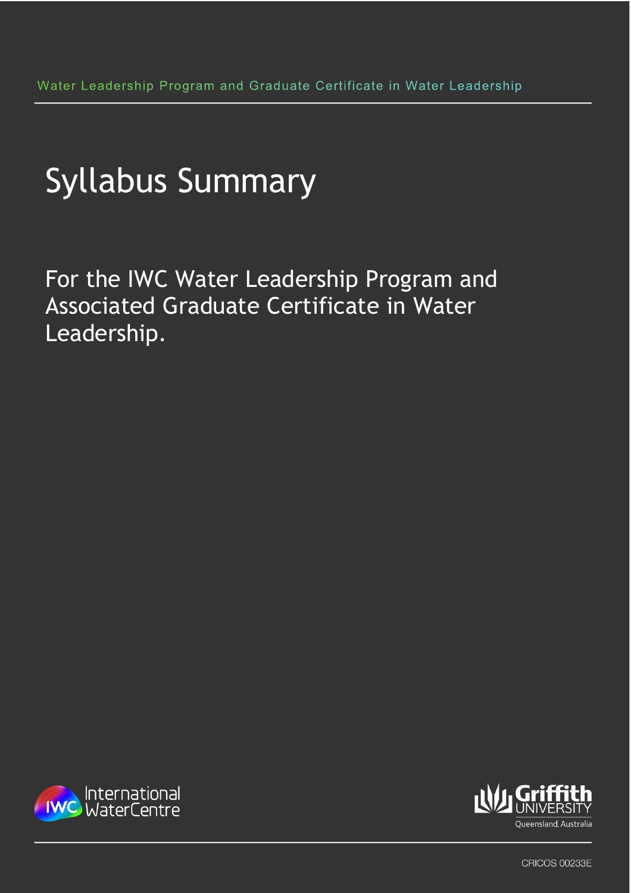Water Leadership Program and Graduate Certificate in Water Leadership

# Syllabus Summary

## For the IWC Water Leadership Program and Associated Graduate Certificate in Water Leadership.

International WaterCentre

Griffith UNIVERSITY
Queensland, Australia

CRICOS 00233E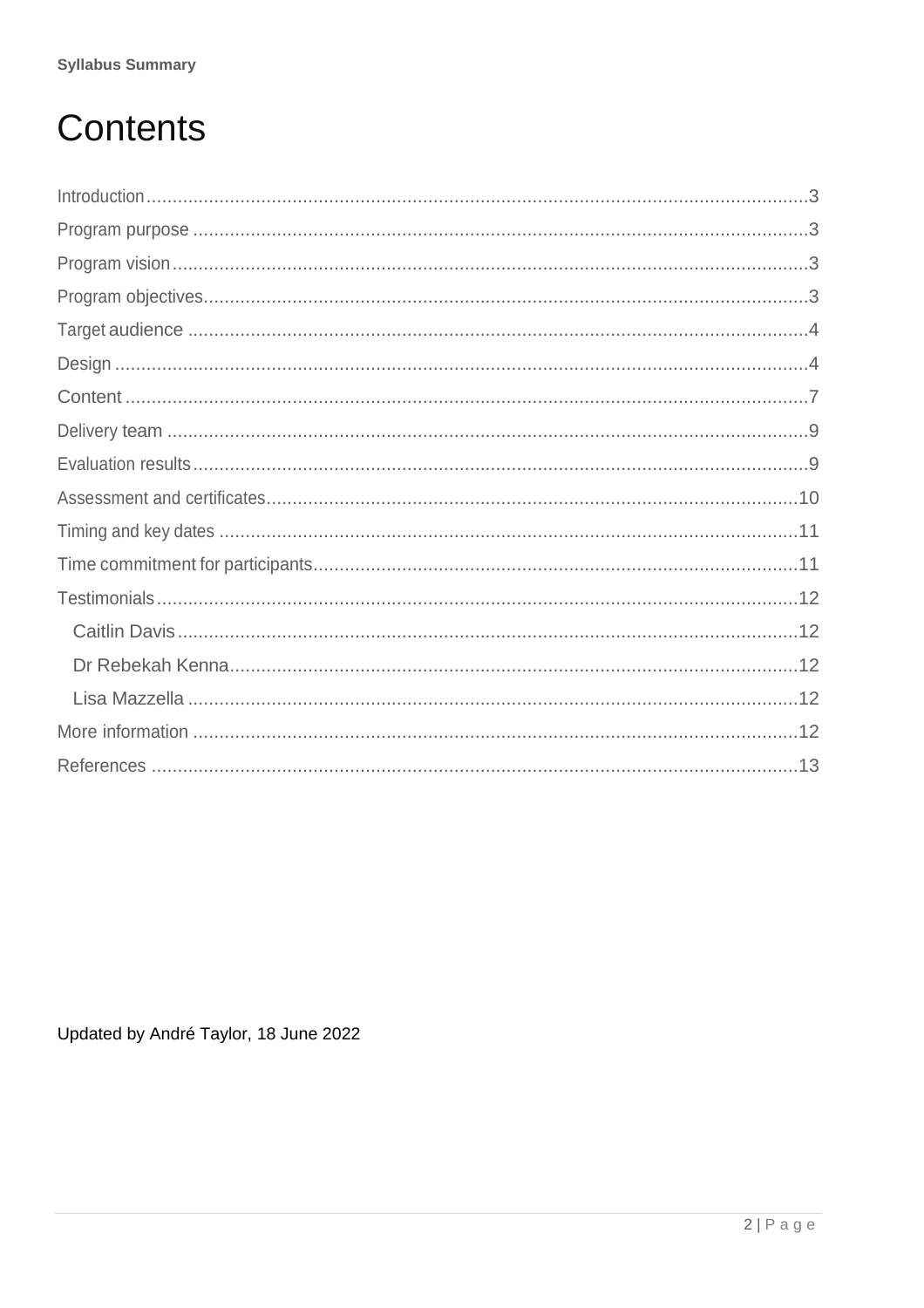# Contents

Introduction ........................................................................................................ 3
Program purpose ................................................................................................. 3
Program vision .................................................................................................... 3
Program objectives .............................................................................................. 3
Target audience ................................................................................................... 4
Design ................................................................................................................. 4
Content ................................................................................................................ 7
Delivery team ....................................................................................................... 9
Evaluation results ................................................................................................. 9
Assessment and certificates ................................................................................ 10
Timing and key dates .......................................................................................... 11
Time commitment for participants ....................................................................... 11
Testimonials ....................................................................................................... 12
  Caitlin Davis ..................................................................................................... 12
  Dr Rebekah Kenna ........................................................................................... 12
  Lisa Mazzella ................................................................................................... 12
More information ................................................................................................. 12
References .......................................................................................................... 13

Updated by André Taylor, 18 June 2022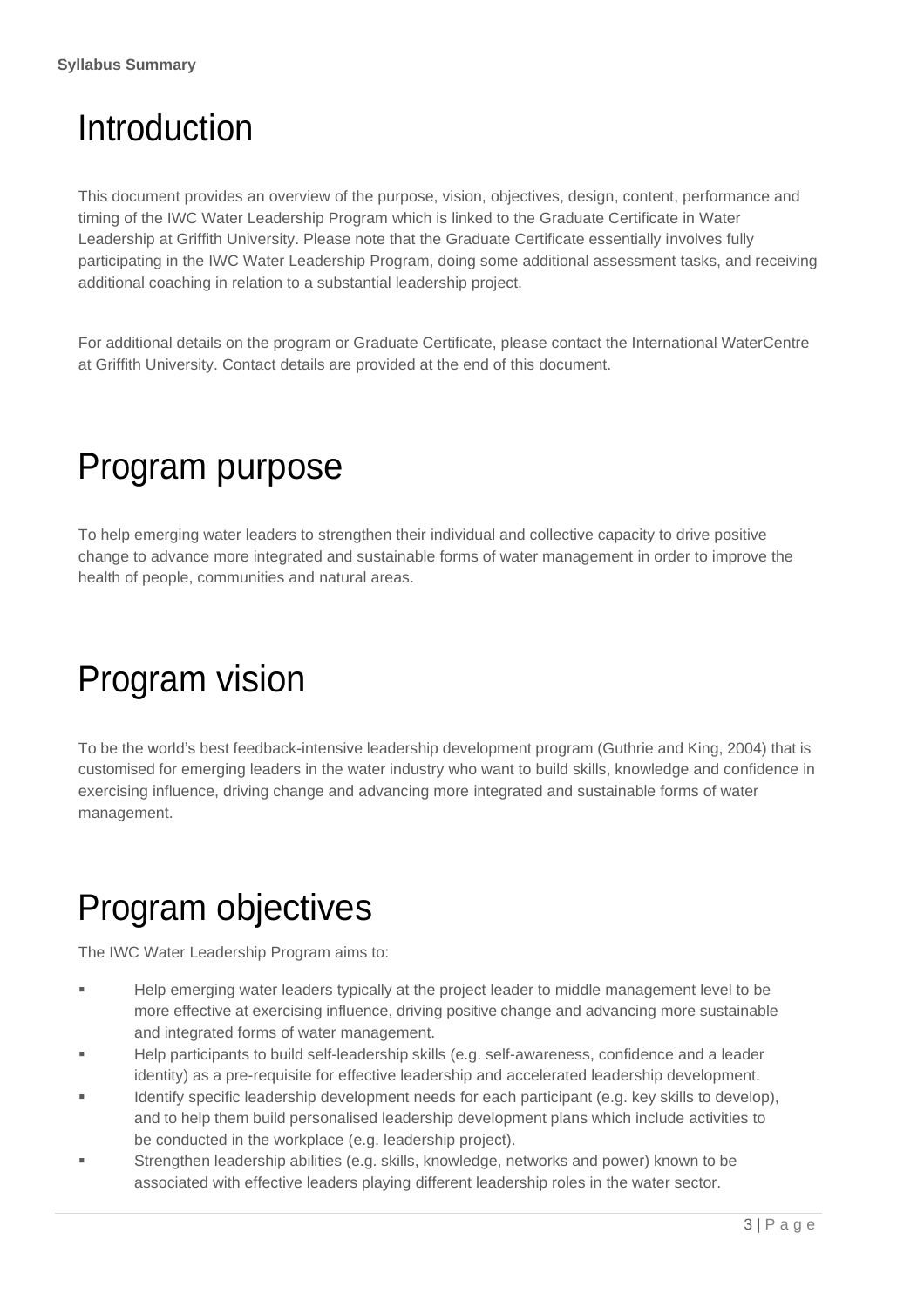# Introduction

This document provides an overview of the purpose, vision, objectives, design, content, performance and timing of the IWC Water Leadership Program which is linked to the Graduate Certificate in Water Leadership at Griffith University. Please note that the Graduate Certificate essentially involves fully participating in the IWC Water Leadership Program, doing some additional assessment tasks, and receiving additional coaching in relation to a substantial leadership project.

For additional details on the program or Graduate Certificate, please contact the International WaterCentre at Griffith University. Contact details are provided at the end of this document.

# Program purpose

To help emerging water leaders to strengthen their individual and collective capacity to drive positive change to advance more integrated and sustainable forms of water management in order to improve the health of people, communities and natural areas.

# Program vision

To be the world's best feedback-intensive leadership development program (Guthrie and King, 2004) that is customised for emerging leaders in the water industry who want to build skills, knowledge and confidence in exercising influence, driving change and advancing more integrated and sustainable forms of water management.

# Program objectives

The IWC Water Leadership Program aims to:

- Help emerging water leaders typically at the project leader to middle management level to be more effective at exercising influence, driving positive change and advancing more sustainable and integrated forms of water management.
- Help participants to build self-leadership skills (e.g. self-awareness, confidence and a leader identity) as a pre-requisite for effective leadership and accelerated leadership development.
- Identify specific leadership development needs for each participant (e.g. key skills to develop), and to help them build personalised leadership development plans which include activities to be conducted in the workplace (e.g. leadership project).
- Strengthen leadership abilities (e.g. skills, knowledge, networks and power) known to be associated with effective leaders playing different leadership roles in the water sector.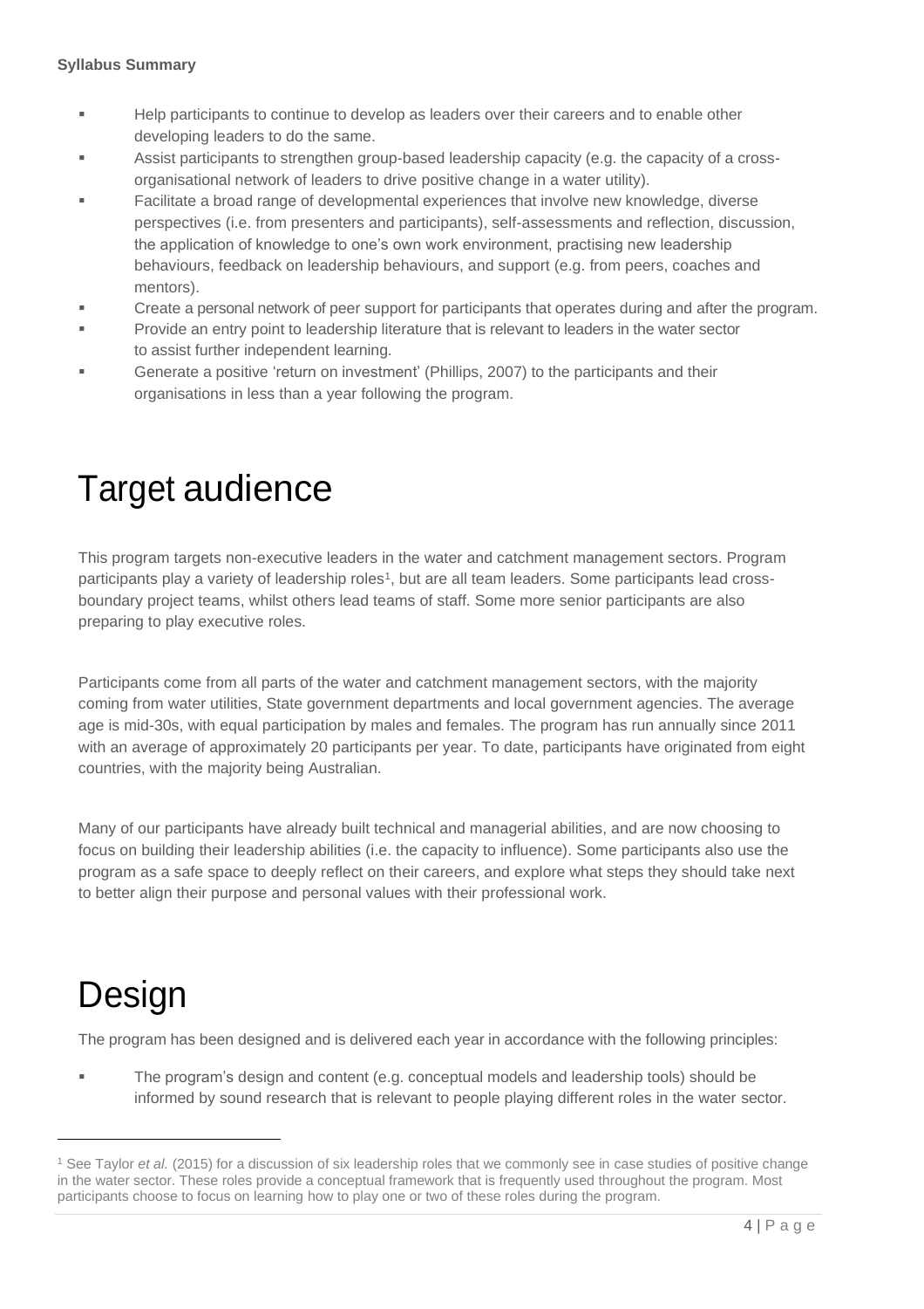- Help participants to continue to develop as leaders over their careers and to enable other developing leaders to do the same.
- Assist participants to strengthen group-based leadership capacity (e.g. the capacity of a cross-organisational network of leaders to drive positive change in a water utility).
- Facilitate a broad range of developmental experiences that involve new knowledge, diverse perspectives (i.e. from presenters and participants), self-assessments and reflection, discussion, the application of knowledge to one's own work environment, practising new leadership behaviours, feedback on leadership behaviours, and support (e.g. from peers, coaches and mentors).
- Create a personal network of peer support for participants that operates during and after the program.
- Provide an entry point to leadership literature that is relevant to leaders in the water sector to assist further independent learning.
- Generate a positive 'return on investment' (Phillips, 2007) to the participants and their organisations in less than a year following the program.

# Target audience

This program targets non-executive leaders in the water and catchment management sectors. Program participants play a variety of leadership roles[1], but are all team leaders. Some participants lead cross-boundary project teams, whilst others lead teams of staff. Some more senior participants are also preparing to play executive roles.

Participants come from all parts of the water and catchment management sectors, with the majority coming from water utilities, State government departments and local government agencies. The average age is mid-30s, with equal participation by males and females. The program has run annually since 2011 with an average of approximately 20 participants per year. To date, participants have originated from eight countries, with the majority being Australian.

Many of our participants have already built technical and managerial abilities, and are now choosing to focus on building their leadership abilities (i.e. the capacity to influence). Some participants also use the program as a safe space to deeply reflect on their careers, and explore what steps they should take next to better align their purpose and personal values with their professional work.

# Design

The program has been designed and is delivered each year in accordance with the following principles:

- The program's design and content (e.g. conceptual models and leadership tools) should be informed by sound research that is relevant to people playing different roles in the water sector.

[1] See Taylor *et al.* (2015) for a discussion of six leadership roles that we commonly see in case studies of positive change in the water sector. These roles provide a conceptual framework that is frequently used throughout the program. Most participants choose to focus on learning how to play one or two of these roles during the program.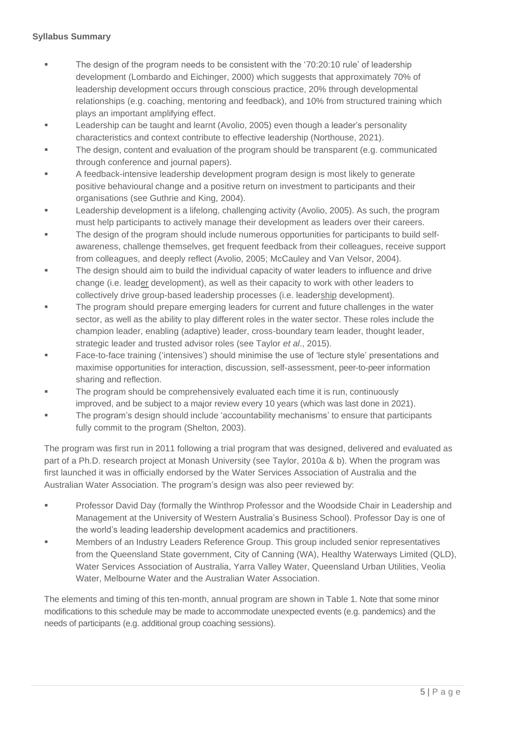**Syllabus Summary**

- The design of the program needs to be consistent with the '70:20:10 rule' of leadership development (Lombardo and Eichinger, 2000) which suggests that approximately 70% of leadership development occurs through conscious practice, 20% through developmental relationships (e.g. coaching, mentoring and feedback), and 10% from structured training which plays an important amplifying effect.
- Leadership can be taught and learnt (Avolio, 2005) even though a leader's personality characteristics and context contribute to effective leadership (Northouse, 2021).
- The design, content and evaluation of the program should be transparent (e.g. communicated through conference and journal papers).
- A feedback-intensive leadership development program design is most likely to generate positive behavioural change and a positive return on investment to participants and their organisations (see Guthrie and King, 2004).
- Leadership development is a lifelong, challenging activity (Avolio, 2005). As such, the program must help participants to actively manage their development as leaders over their careers.
- The design of the program should include numerous opportunities for participants to build self-awareness, challenge themselves, get frequent feedback from their colleagues, receive support from colleagues, and deeply reflect (Avolio, 2005; McCauley and Van Velsor, 2004).
- The design should aim to build the individual capacity of water leaders to influence and drive change (i.e. lead<u>er</u> development), as well as their capacity to work with other leaders to collectively drive group-based leadership processes (i.e. leader<u>ship</u> development).
- The program should prepare emerging leaders for current and future challenges in the water sector, as well as the ability to play different roles in the water sector. These roles include the champion leader, enabling (adaptive) leader, cross-boundary team leader, thought leader, strategic leader and trusted advisor roles (see Taylor *et al*., 2015).
- Face-to-face training ('intensives') should minimise the use of 'lecture style' presentations and maximise opportunities for interaction, discussion, self-assessment, peer-to-peer information sharing and reflection.
- The program should be comprehensively evaluated each time it is run, continuously improved, and be subject to a major review every 10 years (which was last done in 2021).
- The program's design should include 'accountability mechanisms' to ensure that participants fully commit to the program (Shelton, 2003).

The program was first run in 2011 following a trial program that was designed, delivered and evaluated as part of a Ph.D. research project at Monash University (see Taylor, 2010a & b). When the program was first launched it was in officially endorsed by the Water Services Association of Australia and the Australian Water Association. The program's design was also peer reviewed by:

- Professor David Day (formally the Winthrop Professor and the Woodside Chair in Leadership and Management at the University of Western Australia's Business School). Professor Day is one of the world's leading leadership development academics and practitioners.
- Members of an Industry Leaders Reference Group. This group included senior representatives from the Queensland State government, City of Canning (WA), Healthy Waterways Limited (QLD), Water Services Association of Australia, Yarra Valley Water, Queensland Urban Utilities, Veolia Water, Melbourne Water and the Australian Water Association.

The elements and timing of this ten-month, annual program are shown in Table 1. Note that some minor modifications to this schedule may be made to accommodate unexpected events (e.g. pandemics) and the needs of participants (e.g. additional group coaching sessions).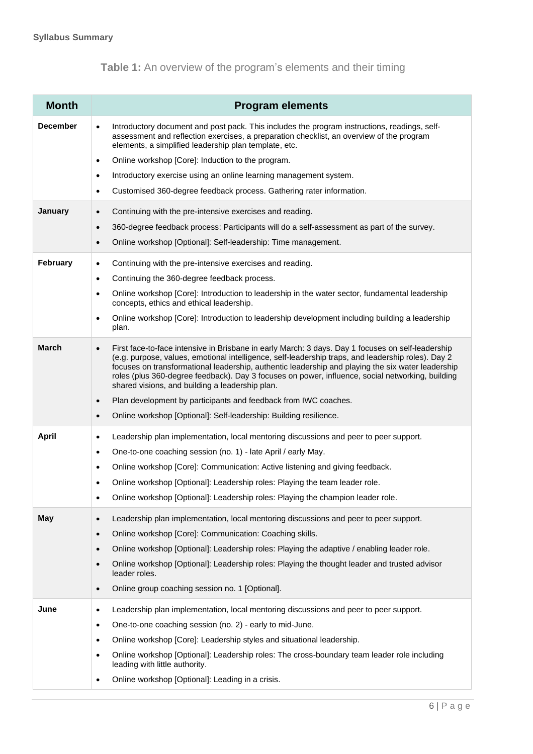**Syllabus Summary**

**Table 1:** An overview of the program's elements and their timing

| Month | Program elements |
|---|---|
| **December** | • Introductory document and post pack. This includes the program instructions, readings, self-assessment and reflection exercises, a preparation checklist, an overview of the program elements, a simplified leadership plan template, etc.<br>• Online workshop [Core]: Induction to the program.<br>• Introductory exercise using an online learning management system.<br>• Customised 360-degree feedback process. Gathering rater information. |
| **January** | • Continuing with the pre-intensive exercises and reading.<br>• 360-degree feedback process: Participants will do a self-assessment as part of the survey.<br>• Online workshop [Optional]: Self-leadership: Time management. |
| **February** | • Continuing with the pre-intensive exercises and reading.<br>• Continuing the 360-degree feedback process.<br>• Online workshop [Core]: Introduction to leadership in the water sector, fundamental leadership concepts, ethics and ethical leadership.<br>• Online workshop [Core]: Introduction to leadership development including building a leadership plan. |
| **March** | • First face-to-face intensive in Brisbane in early March: 3 days. Day 1 focuses on self-leadership (e.g. purpose, values, emotional intelligence, self-leadership traps, and leadership roles). Day 2 focuses on transformational leadership, authentic leadership and playing the six water leadership roles (plus 360-degree feedback). Day 3 focuses on power, influence, social networking, building shared visions, and building a leadership plan.<br>• Plan development by participants and feedback from IWC coaches.<br>• Online workshop [Optional]: Self-leadership: Building resilience. |
| **April** | • Leadership plan implementation, local mentoring discussions and peer to peer support.<br>• One-to-one coaching session (no. 1) - late April / early May.<br>• Online workshop [Core]: Communication: Active listening and giving feedback.<br>• Online workshop [Optional]: Leadership roles: Playing the team leader role.<br>• Online workshop [Optional]: Leadership roles: Playing the champion leader role. |
| **May** | • Leadership plan implementation, local mentoring discussions and peer to peer support.<br>• Online workshop [Core]: Communication: Coaching skills.<br>• Online workshop [Optional]: Leadership roles: Playing the adaptive / enabling leader role.<br>• Online workshop [Optional]: Leadership roles: Playing the thought leader and trusted advisor leader roles.<br>• Online group coaching session no. 1 [Optional]. |
| **June** | • Leadership plan implementation, local mentoring discussions and peer to peer support.<br>• One-to-one coaching session (no. 2) - early to mid-June.<br>• Online workshop [Core]: Leadership styles and situational leadership.<br>• Online workshop [Optional]: Leadership roles: The cross-boundary team leader role including leading with little authority.<br>• Online workshop [Optional]: Leading in a crisis. |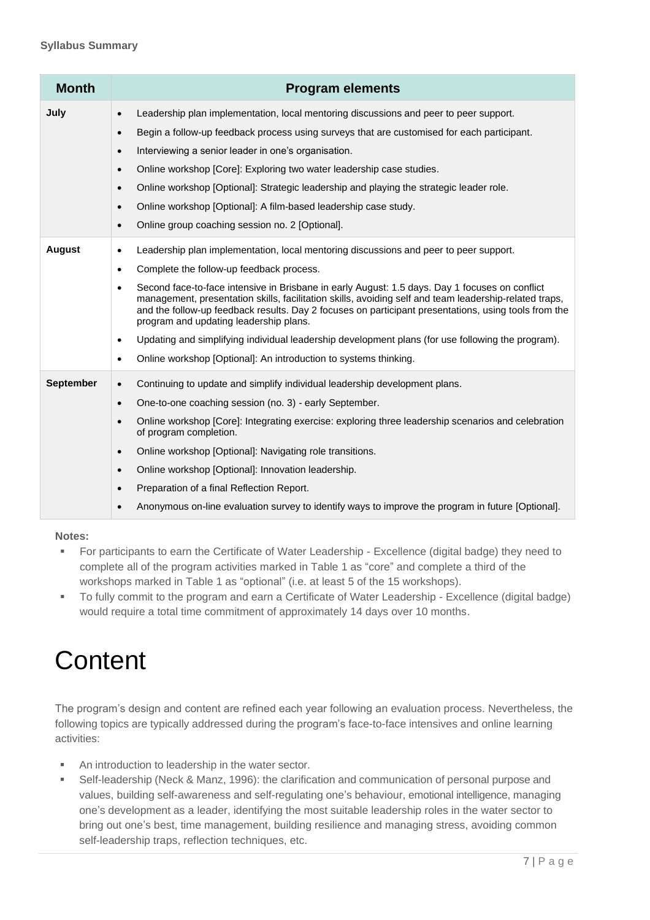**Syllabus Summary**

| Month | Program elements |
|---|---|
| **July** | • Leadership plan implementation, local mentoring discussions and peer to peer support.<br>• Begin a follow-up feedback process using surveys that are customised for each participant.<br>• Interviewing a senior leader in one's organisation.<br>• Online workshop [Core]: Exploring two water leadership case studies.<br>• Online workshop [Optional]: Strategic leadership and playing the strategic leader role.<br>• Online workshop [Optional]: A film-based leadership case study.<br>• Online group coaching session no. 2 [Optional]. |
| **August** | • Leadership plan implementation, local mentoring discussions and peer to peer support.<br>• Complete the follow-up feedback process.<br>• Second face-to-face intensive in Brisbane in early August: 1.5 days. Day 1 focuses on conflict management, presentation skills, facilitation skills, avoiding self and team leadership-related traps, and the follow-up feedback results. Day 2 focuses on participant presentations, using tools from the program and updating leadership plans.<br>• Updating and simplifying individual leadership development plans (for use following the program).<br>• Online workshop [Optional]: An introduction to systems thinking. |
| **September** | • Continuing to update and simplify individual leadership development plans.<br>• One-to-one coaching session (no. 3) - early September.<br>• Online workshop [Core]: Integrating exercise: exploring three leadership scenarios and celebration of program completion.<br>• Online workshop [Optional]: Navigating role transitions.<br>• Online workshop [Optional]: Innovation leadership.<br>• Preparation of a final Reflection Report.<br>• Anonymous on-line evaluation survey to identify ways to improve the program in future [Optional]. |

**Notes:**

- For participants to earn the Certificate of Water Leadership - Excellence (digital badge) they need to complete all of the program activities marked in Table 1 as "core" and complete a third of the workshops marked in Table 1 as "optional" (i.e. at least 5 of the 15 workshops).
- To fully commit to the program and earn a Certificate of Water Leadership - Excellence (digital badge) would require a total time commitment of approximately 14 days over 10 months.

# Content

The program's design and content are refined each year following an evaluation process. Nevertheless, the following topics are typically addressed during the program's face-to-face intensives and online learning activities:

- An introduction to leadership in the water sector.
- Self-leadership (Neck & Manz, 1996): the clarification and communication of personal purpose and values, building self-awareness and self-regulating one's behaviour, emotional intelligence, managing one's development as a leader, identifying the most suitable leadership roles in the water sector to bring out one's best, time management, building resilience and managing stress, avoiding common self-leadership traps, reflection techniques, etc.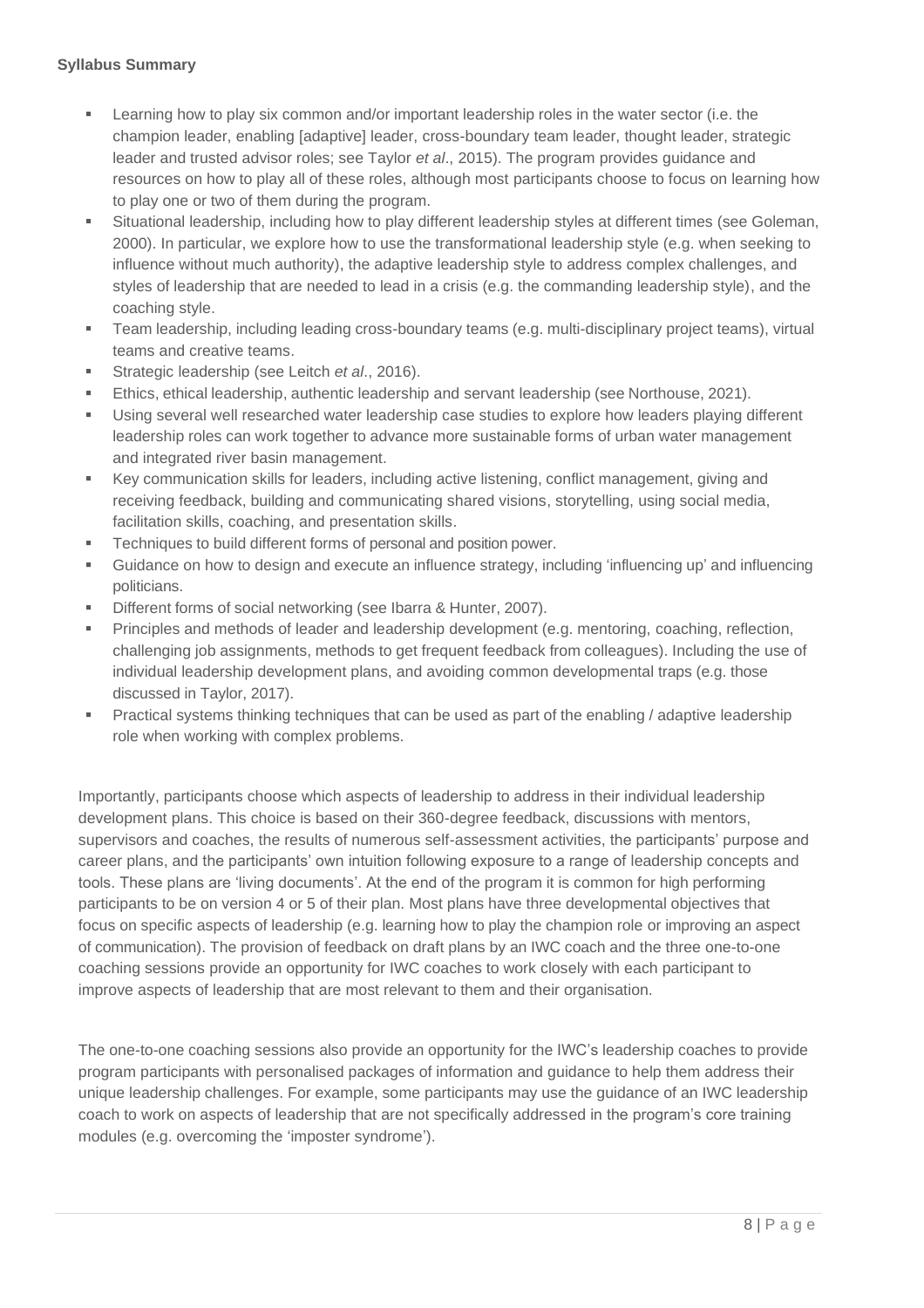**Syllabus Summary**

- Learning how to play six common and/or important leadership roles in the water sector (i.e. the champion leader, enabling [adaptive] leader, cross-boundary team leader, thought leader, strategic leader and trusted advisor roles; see Taylor *et al*., 2015). The program provides guidance and resources on how to play all of these roles, although most participants choose to focus on learning how to play one or two of them during the program.
- Situational leadership, including how to play different leadership styles at different times (see Goleman, 2000). In particular, we explore how to use the transformational leadership style (e.g. when seeking to influence without much authority), the adaptive leadership style to address complex challenges, and styles of leadership that are needed to lead in a crisis (e.g. the commanding leadership style), and the coaching style.
- Team leadership, including leading cross-boundary teams (e.g. multi-disciplinary project teams), virtual teams and creative teams.
- Strategic leadership (see Leitch *et al*., 2016).
- Ethics, ethical leadership, authentic leadership and servant leadership (see Northouse, 2021).
- Using several well researched water leadership case studies to explore how leaders playing different leadership roles can work together to advance more sustainable forms of urban water management and integrated river basin management.
- Key communication skills for leaders, including active listening, conflict management, giving and receiving feedback, building and communicating shared visions, storytelling, using social media, facilitation skills, coaching, and presentation skills.
- Techniques to build different forms of personal and position power.
- Guidance on how to design and execute an influence strategy, including 'influencing up' and influencing politicians.
- Different forms of social networking (see Ibarra & Hunter, 2007).
- Principles and methods of leader and leadership development (e.g. mentoring, coaching, reflection, challenging job assignments, methods to get frequent feedback from colleagues). Including the use of individual leadership development plans, and avoiding common developmental traps (e.g. those discussed in Taylor, 2017).
- Practical systems thinking techniques that can be used as part of the enabling / adaptive leadership role when working with complex problems.

Importantly, participants choose which aspects of leadership to address in their individual leadership development plans. This choice is based on their 360-degree feedback, discussions with mentors, supervisors and coaches, the results of numerous self-assessment activities, the participants' purpose and career plans, and the participants' own intuition following exposure to a range of leadership concepts and tools. These plans are 'living documents'. At the end of the program it is common for high performing participants to be on version 4 or 5 of their plan. Most plans have three developmental objectives that focus on specific aspects of leadership (e.g. learning how to play the champion role or improving an aspect of communication). The provision of feedback on draft plans by an IWC coach and the three one-to-one coaching sessions provide an opportunity for IWC coaches to work closely with each participant to improve aspects of leadership that are most relevant to them and their organisation.

The one-to-one coaching sessions also provide an opportunity for the IWC's leadership coaches to provide program participants with personalised packages of information and guidance to help them address their unique leadership challenges. For example, some participants may use the guidance of an IWC leadership coach to work on aspects of leadership that are not specifically addressed in the program's core training modules (e.g. overcoming the 'imposter syndrome').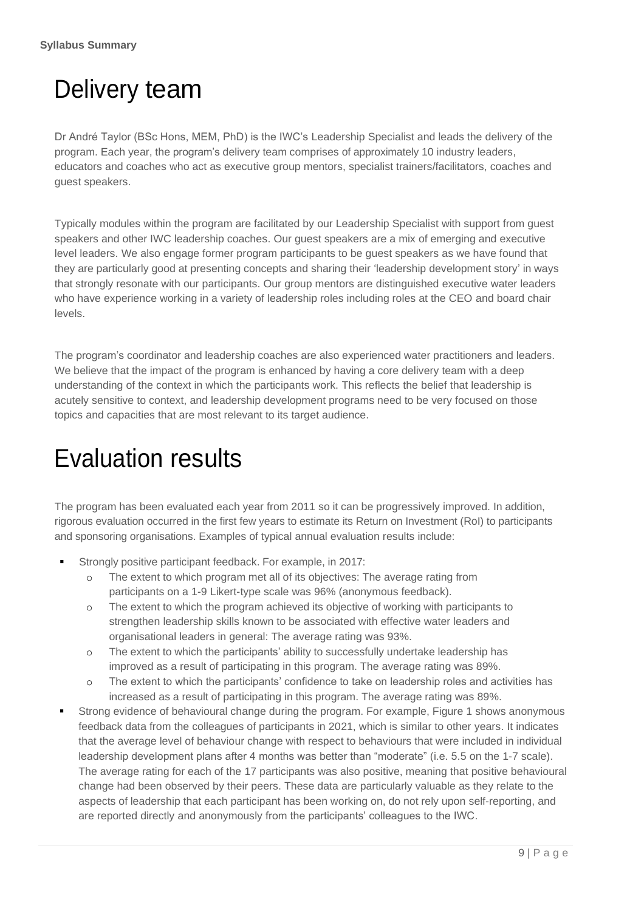# Delivery team

Dr André Taylor (BSc Hons, MEM, PhD) is the IWC's Leadership Specialist and leads the delivery of the program. Each year, the program's delivery team comprises of approximately 10 industry leaders, educators and coaches who act as executive group mentors, specialist trainers/facilitators, coaches and guest speakers.

Typically modules within the program are facilitated by our Leadership Specialist with support from guest speakers and other IWC leadership coaches. Our guest speakers are a mix of emerging and executive level leaders. We also engage former program participants to be guest speakers as we have found that they are particularly good at presenting concepts and sharing their 'leadership development story' in ways that strongly resonate with our participants. Our group mentors are distinguished executive water leaders who have experience working in a variety of leadership roles including roles at the CEO and board chair levels.

The program's coordinator and leadership coaches are also experienced water practitioners and leaders. We believe that the impact of the program is enhanced by having a core delivery team with a deep understanding of the context in which the participants work. This reflects the belief that leadership is acutely sensitive to context, and leadership development programs need to be very focused on those topics and capacities that are most relevant to its target audience.

# Evaluation results

The program has been evaluated each year from 2011 so it can be progressively improved. In addition, rigorous evaluation occurred in the first few years to estimate its Return on Investment (RoI) to participants and sponsoring organisations. Examples of typical annual evaluation results include:

- Strongly positive participant feedback. For example, in 2017:
  - The extent to which program met all of its objectives: The average rating from participants on a 1-9 Likert-type scale was 96% (anonymous feedback).
  - The extent to which the program achieved its objective of working with participants to strengthen leadership skills known to be associated with effective water leaders and organisational leaders in general: The average rating was 93%.
  - The extent to which the participants' ability to successfully undertake leadership has improved as a result of participating in this program. The average rating was 89%.
  - The extent to which the participants' confidence to take on leadership roles and activities has increased as a result of participating in this program. The average rating was 89%.
- Strong evidence of behavioural change during the program. For example, Figure 1 shows anonymous feedback data from the colleagues of participants in 2021, which is similar to other years. It indicates that the average level of behaviour change with respect to behaviours that were included in individual leadership development plans after 4 months was better than "moderate" (i.e. 5.5 on the 1-7 scale). The average rating for each of the 17 participants was also positive, meaning that positive behavioural change had been observed by their peers. These data are particularly valuable as they relate to the aspects of leadership that each participant has been working on, do not rely upon self-reporting, and are reported directly and anonymously from the participants' colleagues to the IWC.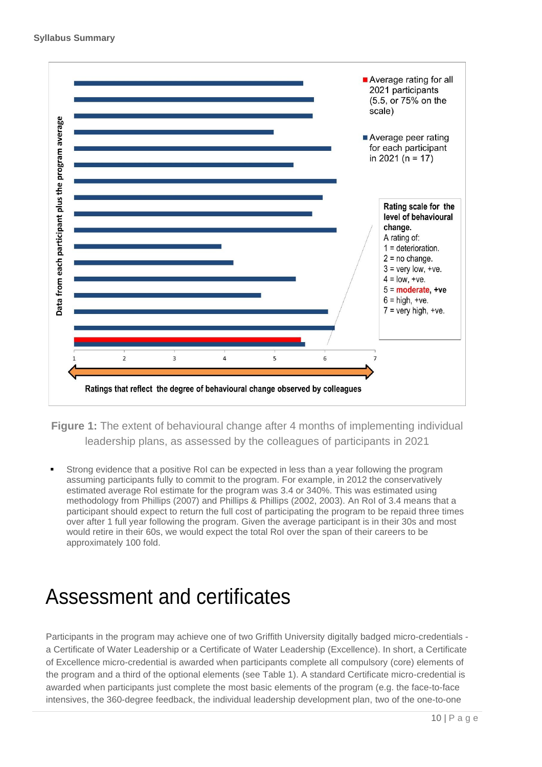Figure 1: The extent of behavioural change after 4 months of implementing individual leadership plans, as assessed by the colleagues of participants in 2021

- Strong evidence that a positive RoI can be expected in less than a year following the program assuming participants fully to commit to the program. For example, in 2012 the conservatively estimated average RoI estimate for the program was 3.4 or 340%. This was estimated using methodology from Phillips (2007) and Phillips & Phillips (2002, 2003). An RoI of 3.4 means that a participant should expect to return the full cost of participating the program to be repaid three times over after 1 full year following the program. Given the average participant is in their 30s and most would retire in their 60s, we would expect the total RoI over the span of their careers to be approximately 100 fold.

# Assessment and certificates

Participants in the program may achieve one of two Griffith University digitally badged micro-credentials - a Certificate of Water Leadership or a Certificate of Water Leadership (Excellence). In short, a Certificate of Excellence micro-credential is awarded when participants complete all compulsory (core) elements of the program and a third of the optional elements (see Table 1). A standard Certificate micro-credential is awarded when participants just complete the most basic elements of the program (e.g. the face-to-face intensives, the 360-degree feedback, the individual leadership development plan, two of the one-to-one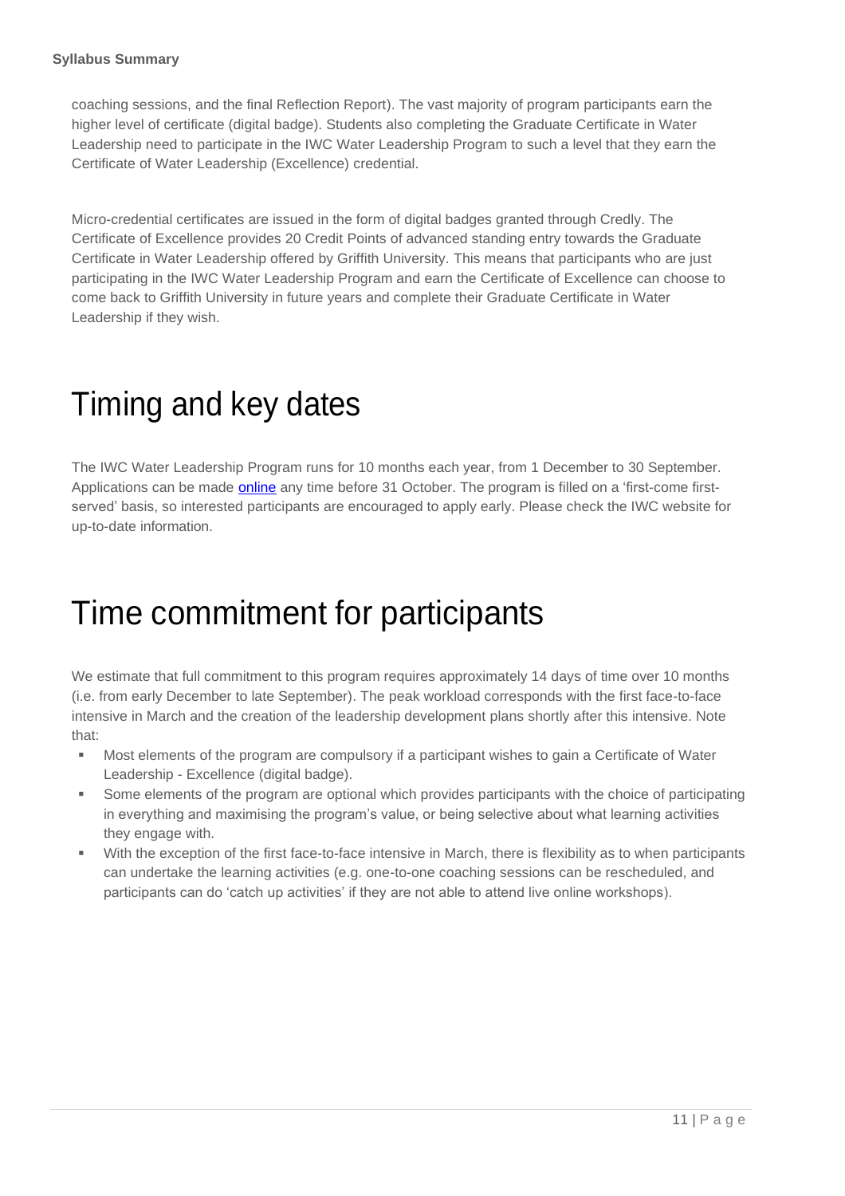coaching sessions, and the final Reflection Report). The vast majority of program participants earn the higher level of certificate (digital badge). Students also completing the Graduate Certificate in Water Leadership need to participate in the IWC Water Leadership Program to such a level that they earn the Certificate of Water Leadership (Excellence) credential.

Micro-credential certificates are issued in the form of digital badges granted through Credly. The Certificate of Excellence provides 20 Credit Points of advanced standing entry towards the Graduate Certificate in Water Leadership offered by Griffith University. This means that participants who are just participating in the IWC Water Leadership Program and earn the Certificate of Excellence can choose to come back to Griffith University in future years and complete their Graduate Certificate in Water Leadership if they wish.

# Timing and key dates

The IWC Water Leadership Program runs for 10 months each year, from 1 December to 30 September. Applications can be made online any time before 31 October. The program is filled on a 'first-come first-served' basis, so interested participants are encouraged to apply early. Please check the IWC website for up-to-date information.

# Time commitment for participants

We estimate that full commitment to this program requires approximately 14 days of time over 10 months (i.e. from early December to late September). The peak workload corresponds with the first face-to-face intensive in March and the creation of the leadership development plans shortly after this intensive. Note that:

- Most elements of the program are compulsory if a participant wishes to gain a Certificate of Water Leadership - Excellence (digital badge).
- Some elements of the program are optional which provides participants with the choice of participating in everything and maximising the program's value, or being selective about what learning activities they engage with.
- With the exception of the first face-to-face intensive in March, there is flexibility as to when participants can undertake the learning activities (e.g. one-to-one coaching sessions can be rescheduled, and participants can do 'catch up activities' if they are not able to attend live online workshops).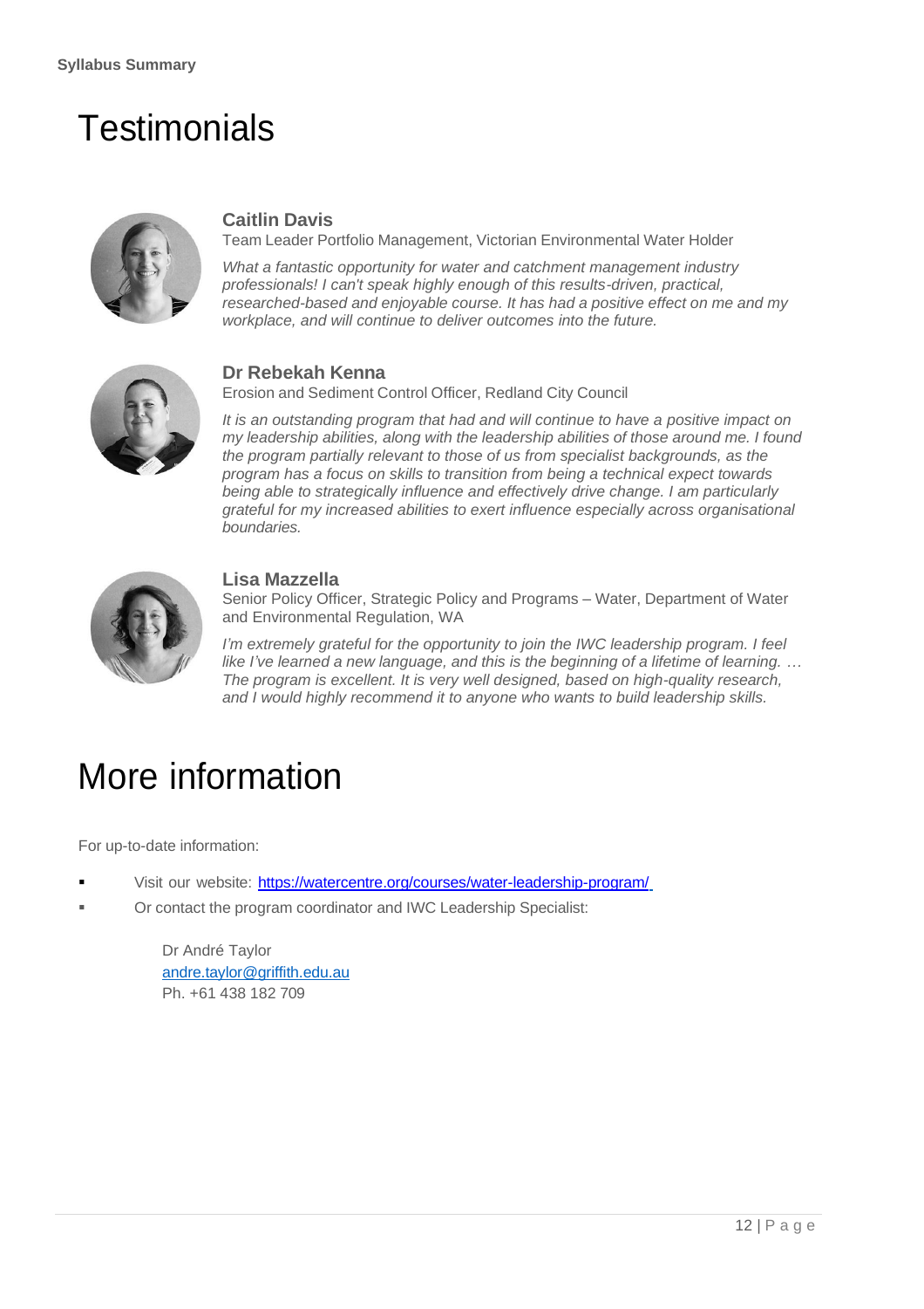# Testimonials

**Caitlin Davis**
Team Leader Portfolio Management, Victorian Environmental Water Holder

*What a fantastic opportunity for water and catchment management industry professionals! I can't speak highly enough of this results-driven, practical, researched-based and enjoyable course. It has had a positive effect on me and my workplace, and will continue to deliver outcomes into the future.*

**Dr Rebekah Kenna**
Erosion and Sediment Control Officer, Redland City Council

*It is an outstanding program that had and will continue to have a positive impact on my leadership abilities, along with the leadership abilities of those around me. I found the program partially relevant to those of us from specialist backgrounds, as the program has a focus on skills to transition from being a technical expect towards being able to strategically influence and effectively drive change. I am particularly grateful for my increased abilities to exert influence especially across organisational boundaries.*

**Lisa Mazzella**
Senior Policy Officer, Strategic Policy and Programs – Water, Department of Water and Environmental Regulation, WA

*I'm extremely grateful for the opportunity to join the IWC leadership program. I feel like I've learned a new language, and this is the beginning of a lifetime of learning. … The program is excellent. It is very well designed, based on high-quality research, and I would highly recommend it to anyone who wants to build leadership skills.*

# More information

For up-to-date information:

- Visit our website: [https://watercentre.org/courses/water-leadership-program/](https://watercentre.org/courses/water-leadership-program/)
- Or contact the program coordinator and IWC Leadership Specialist:

  Dr André Taylor
  [andre.taylor@griffith.edu.au](mailto:andre.taylor@griffith.edu.au)
  Ph. +61 438 182 709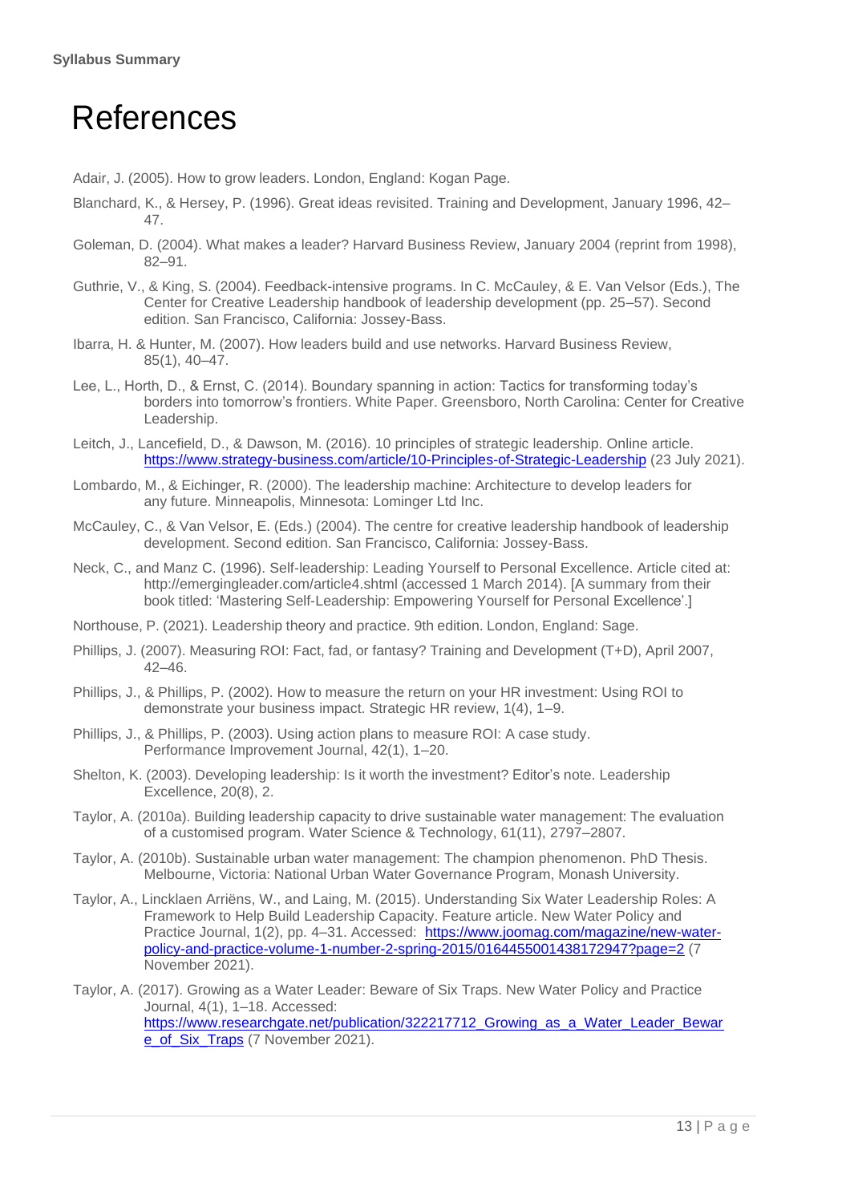# References

Adair, J. (2005). How to grow leaders. London, England: Kogan Page.

Blanchard, K., & Hersey, P. (1996). Great ideas revisited. Training and Development, January 1996, 42–47.

Goleman, D. (2004). What makes a leader? Harvard Business Review, January 2004 (reprint from 1998), 82–91.

Guthrie, V., & King, S. (2004). Feedback-intensive programs. In C. McCauley, & E. Van Velsor (Eds.), The Center for Creative Leadership handbook of leadership development (pp. 25–57). Second edition. San Francisco, California: Jossey-Bass.

Ibarra, H. & Hunter, M. (2007). How leaders build and use networks. Harvard Business Review, 85(1), 40–47.

Lee, L., Horth, D., & Ernst, C. (2014). Boundary spanning in action: Tactics for transforming today's borders into tomorrow's frontiers. White Paper. Greensboro, North Carolina: Center for Creative Leadership.

Leitch, J., Lancefield, D., & Dawson, M. (2016). 10 principles of strategic leadership. Online article. https://www.strategy-business.com/article/10-Principles-of-Strategic-Leadership (23 July 2021).

Lombardo, M., & Eichinger, R. (2000). The leadership machine: Architecture to develop leaders for any future. Minneapolis, Minnesota: Lominger Ltd Inc.

McCauley, C., & Van Velsor, E. (Eds.) (2004). The centre for creative leadership handbook of leadership development. Second edition. San Francisco, California: Jossey-Bass.

Neck, C., and Manz C. (1996). Self-leadership: Leading Yourself to Personal Excellence. Article cited at: http://emergingleader.com/article4.shtml (accessed 1 March 2014). [A summary from their book titled: 'Mastering Self-Leadership: Empowering Yourself for Personal Excellence'.]

Northouse, P. (2021). Leadership theory and practice. 9th edition. London, England: Sage.

Phillips, J. (2007). Measuring ROI: Fact, fad, or fantasy? Training and Development (T+D), April 2007, 42–46.

Phillips, J., & Phillips, P. (2002). How to measure the return on your HR investment: Using ROI to demonstrate your business impact. Strategic HR review, 1(4), 1–9.

Phillips, J., & Phillips, P. (2003). Using action plans to measure ROI: A case study. Performance Improvement Journal, 42(1), 1–20.

Shelton, K. (2003). Developing leadership: Is it worth the investment? Editor's note. Leadership Excellence, 20(8), 2.

Taylor, A. (2010a). Building leadership capacity to drive sustainable water management: The evaluation of a customised program. Water Science & Technology, 61(11), 2797–2807.

Taylor, A. (2010b). Sustainable urban water management: The champion phenomenon. PhD Thesis. Melbourne, Victoria: National Urban Water Governance Program, Monash University.

Taylor, A., Lincklaen Arriëns, W., and Laing, M. (2015). Understanding Six Water Leadership Roles: A Framework to Help Build Leadership Capacity. Feature article. New Water Policy and Practice Journal, 1(2), pp. 4–31. Accessed: https://www.joomag.com/magazine/new-water-policy-and-practice-volume-1-number-2-spring-2015/0164455001438172947?page=2 (7 November 2021).

Taylor, A. (2017). Growing as a Water Leader: Beware of Six Traps. New Water Policy and Practice Journal, 4(1), 1–18. Accessed: https://www.researchgate.net/publication/322217712_Growing_as_a_Water_Leader_Beware_of_Six_Traps (7 November 2021).